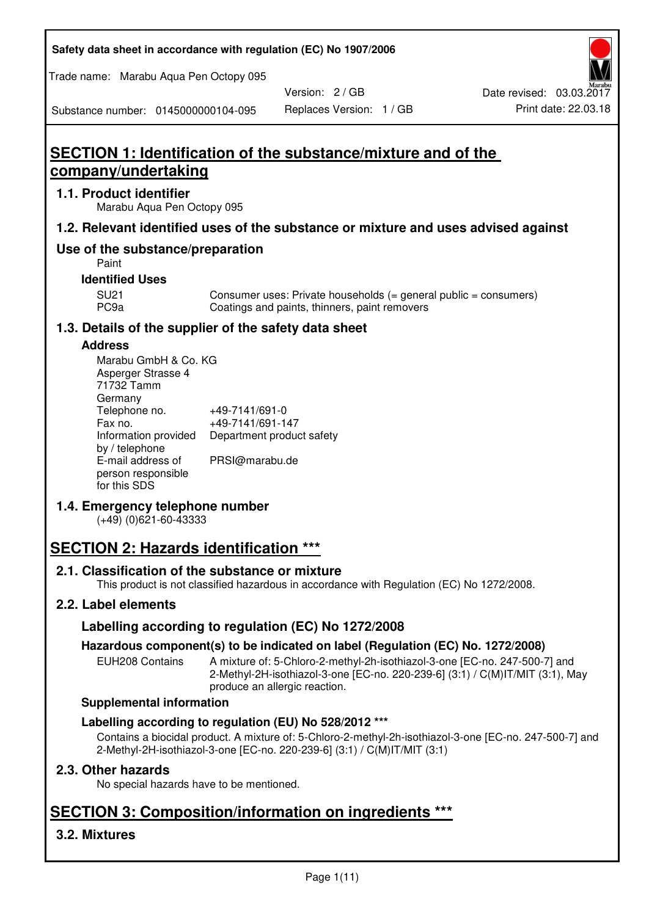# SECTION 1: Identification of the substance/mixture and of the company/undertaking

## 1.1. Product identifier

Marabu Aqua Pen Octopy 095

## 1.2. Relevant identified uses of the substance or mixture and uses advised against

### Use of the substance/preparation

Paint

**Identified Uses**

| | |
|---|---|
| SU21 | Consumer uses: Private households (= general public = consumers) |
| PC9a | Coatings and paints, thinners, paint removers |

## 1.3. Details of the supplier of the safety data sheet

**Address**

Marabu GmbH & Co. KG
Asperger Strasse 4
71732 Tamm
Germany

| | |
|---|---|
| Telephone no. | +49-7141/691-0 |
| Fax no. | +49-7141/691-147 |
| Information provided by / telephone | Department product safety |
| E-mail address of person responsible for this SDS | PRSI@marabu.de |

## 1.4. Emergency telephone number

(+49) (0)621-60-43333

# SECTION 2: Hazards identification ***

## 2.1. Classification of the substance or mixture

This product is not classified hazardous in accordance with Regulation (EC) No 1272/2008.

## 2.2. Label elements

### Labelling according to regulation (EC) No 1272/2008

**Hazardous component(s) to be indicated on label (Regulation (EC) No. 1272/2008)**

| | |
|---|---|
| EUH208 Contains | A mixture of: 5-Chloro-2-methyl-2h-isothiazol-3-one [EC-no. 247-500-7] and 2-Methyl-2H-isothiazol-3-one [EC-no. 220-239-6] (3:1) / C(M)IT/MIT (3:1), May produce an allergic reaction. |

**Supplemental information**

**Labelling according to regulation (EU) No 528/2012 ***

Contains a biocidal product. A mixture of: 5-Chloro-2-methyl-2h-isothiazol-3-one [EC-no. 247-500-7] and 2-Methyl-2H-isothiazol-3-one [EC-no. 220-239-6] (3:1) / C(M)IT/MIT (3:1)

## 2.3. Other hazards

No special hazards have to be mentioned.

# SECTION 3: Composition/information on ingredients ***

## 3.2. Mixtures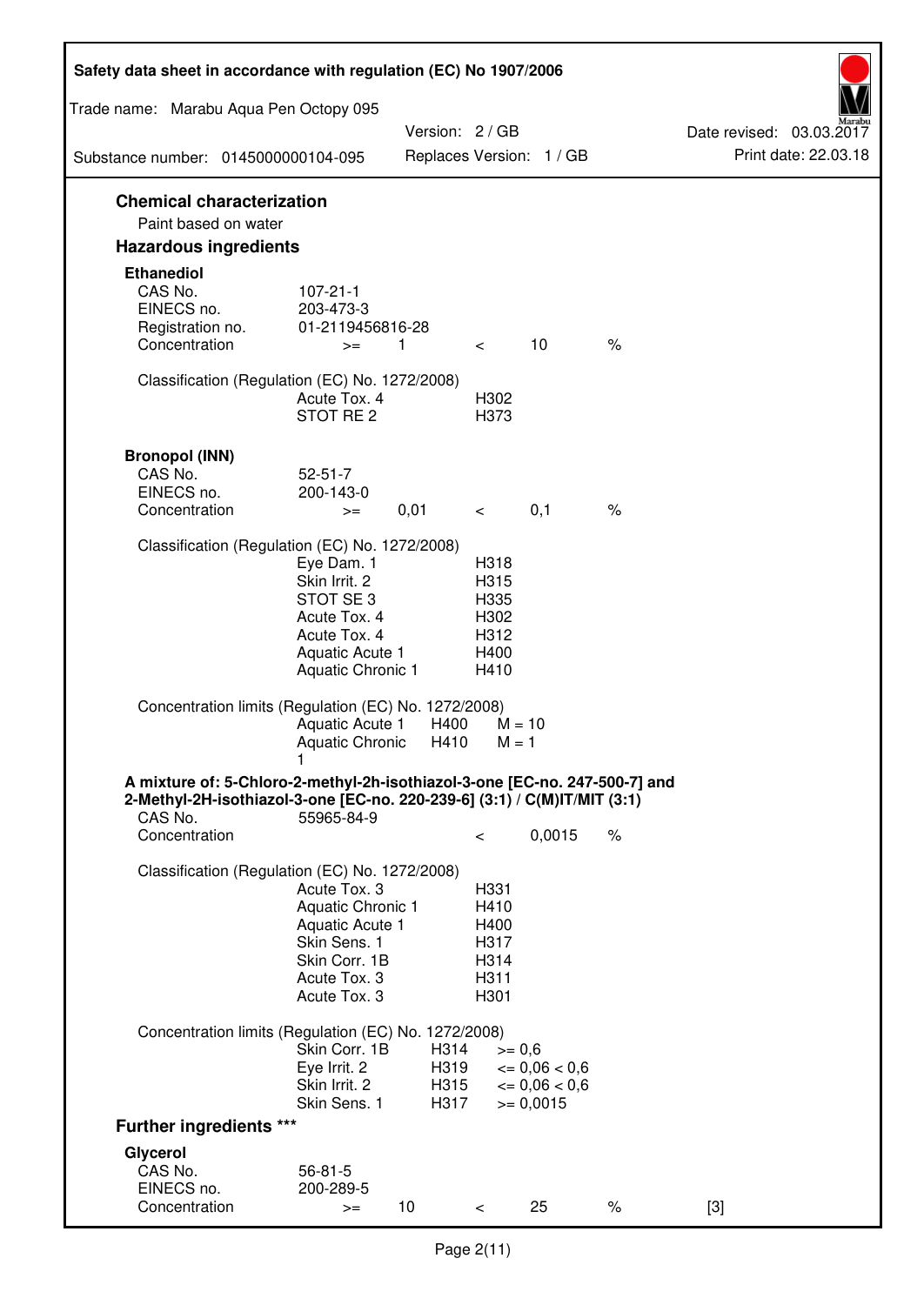## Chemical characterization

Paint based on water

## Hazardous ingredients

### Ethanediol

| | | | | | |
|---|---|---|---|---|---|
| CAS No. | 107-21-1 | | | | |
| EINECS no. | 203-473-3 | | | | |
| Registration no. | 01-2119456816-28 | | | | |
| Concentration | >= | 1 | < | 10 | % |

Classification (Regulation (EC) No. 1272/2008)

| | |
|---|---|
| Acute Tox. 4 | H302 |
| STOT RE 2 | H373 |

### Bronopol (INN)

| | | | | | |
|---|---|---|---|---|---|
| CAS No. | 52-51-7 | | | | |
| EINECS no. | 200-143-0 | | | | |
| Concentration | >= | 0,01 | < | 0,1 | % |

Classification (Regulation (EC) No. 1272/2008)

| | |
|---|---|
| Eye Dam. 1 | H318 |
| Skin Irrit. 2 | H315 |
| STOT SE 3 | H335 |
| Acute Tox. 4 | H302 |
| Acute Tox. 4 | H312 |
| Aquatic Acute 1 | H400 |
| Aquatic Chronic 1 | H410 |

Concentration limits (Regulation (EC) No. 1272/2008)

| | | |
|---|---|---|
| Aquatic Acute 1 | H400 | M = 10 |
| Aquatic Chronic 1 | H410 | M = 1 |

### A mixture of: 5-Chloro-2-methyl-2h-isothiazol-3-one [EC-no. 247-500-7] and 2-Methyl-2H-isothiazol-3-one [EC-no. 220-239-6] (3:1) / C(M)IT/MIT (3:1)

| | | | | |
|---|---|---|---|---|
| CAS No. | 55965-84-9 | | | |
| Concentration | | < | 0,0015 | % |

Classification (Regulation (EC) No. 1272/2008)

| | |
|---|---|
| Acute Tox. 3 | H331 |
| Aquatic Chronic 1 | H410 |
| Aquatic Acute 1 | H400 |
| Skin Sens. 1 | H317 |
| Skin Corr. 1B | H314 |
| Acute Tox. 3 | H311 |
| Acute Tox. 3 | H301 |

Concentration limits (Regulation (EC) No. 1272/2008)

| | | |
|---|---|---|
| Skin Corr. 1B | H314 | >= 0,6 |
| Eye Irrit. 2 | H319 | <= 0,06 < 0,6 |
| Skin Irrit. 2 | H315 | <= 0,06 < 0,6 |
| Skin Sens. 1 | H317 | >= 0,0015 |

## Further ingredients ***

### Glycerol

| | | | | | | |
|---|---|---|---|---|---|---|
| CAS No. | 56-81-5 | | | | | |
| EINECS no. | 200-289-5 | | | | | |
| Concentration | >= | 10 | < | 25 | % | [3] |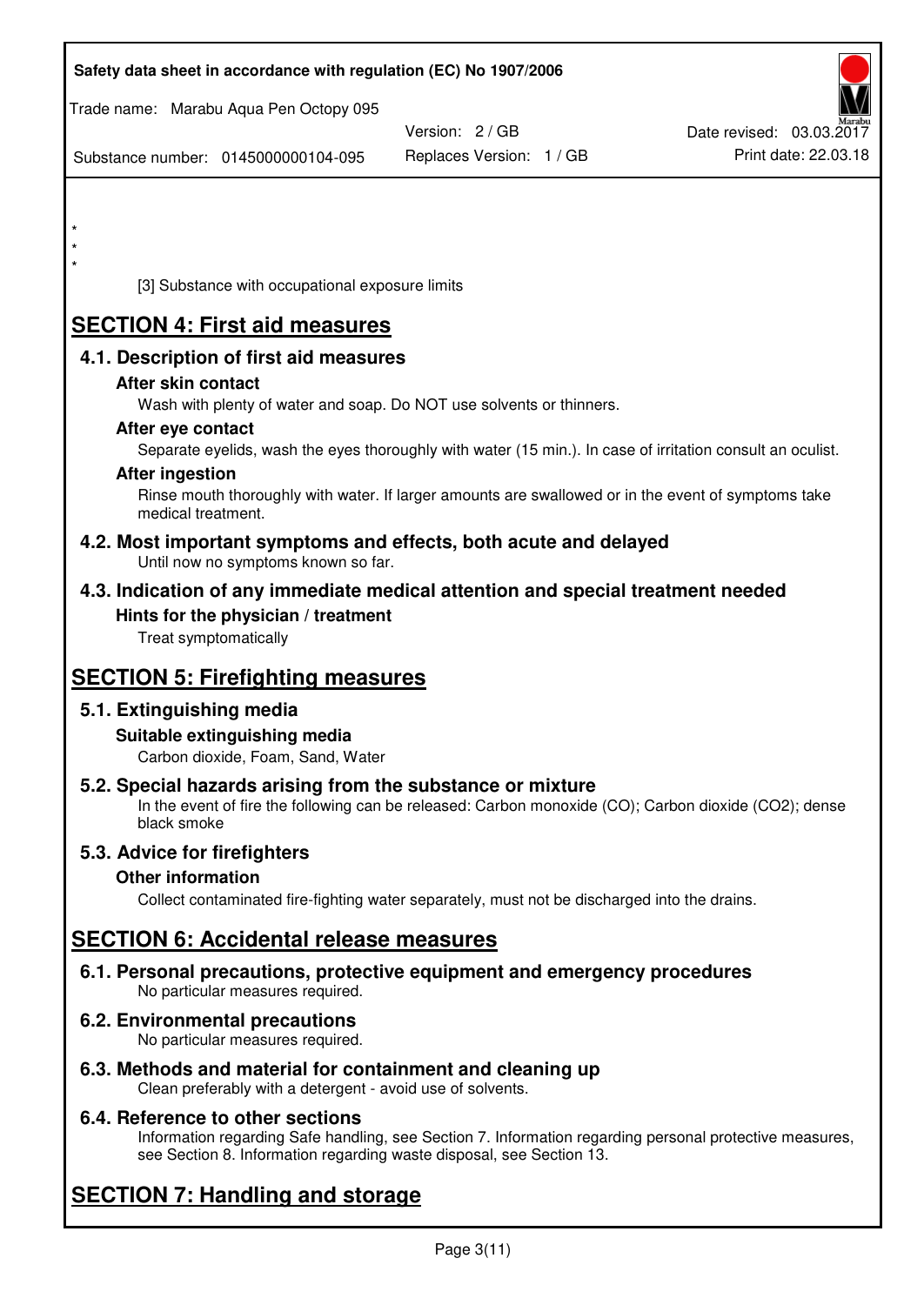*
*
*

[3] Substance with occupational exposure limits

# SECTION 4: First aid measures

## 4.1. Description of first aid measures

### After skin contact

Wash with plenty of water and soap. Do NOT use solvents or thinners.

### After eye contact

Separate eyelids, wash the eyes thoroughly with water (15 min.). In case of irritation consult an oculist.

### After ingestion

Rinse mouth thoroughly with water. If larger amounts are swallowed or in the event of symptoms take medical treatment.

## 4.2. Most important symptoms and effects, both acute and delayed

Until now no symptoms known so far.

## 4.3. Indication of any immediate medical attention and special treatment needed

### Hints for the physician / treatment

Treat symptomatically

# SECTION 5: Firefighting measures

## 5.1. Extinguishing media

### Suitable extinguishing media

Carbon dioxide, Foam, Sand, Water

## 5.2. Special hazards arising from the substance or mixture

In the event of fire the following can be released: Carbon monoxide (CO); Carbon dioxide ($CO_2$); dense black smoke

## 5.3. Advice for firefighters

### Other information

Collect contaminated fire-fighting water separately, must not be discharged into the drains.

# SECTION 6: Accidental release measures

## 6.1. Personal precautions, protective equipment and emergency procedures

No particular measures required.

## 6.2. Environmental precautions

No particular measures required.

## 6.3. Methods and material for containment and cleaning up

Clean preferably with a detergent - avoid use of solvents.

## 6.4. Reference to other sections

Information regarding Safe handling, see Section 7. Information regarding personal protective measures, see Section 8. Information regarding waste disposal, see Section 13.

# SECTION 7: Handling and storage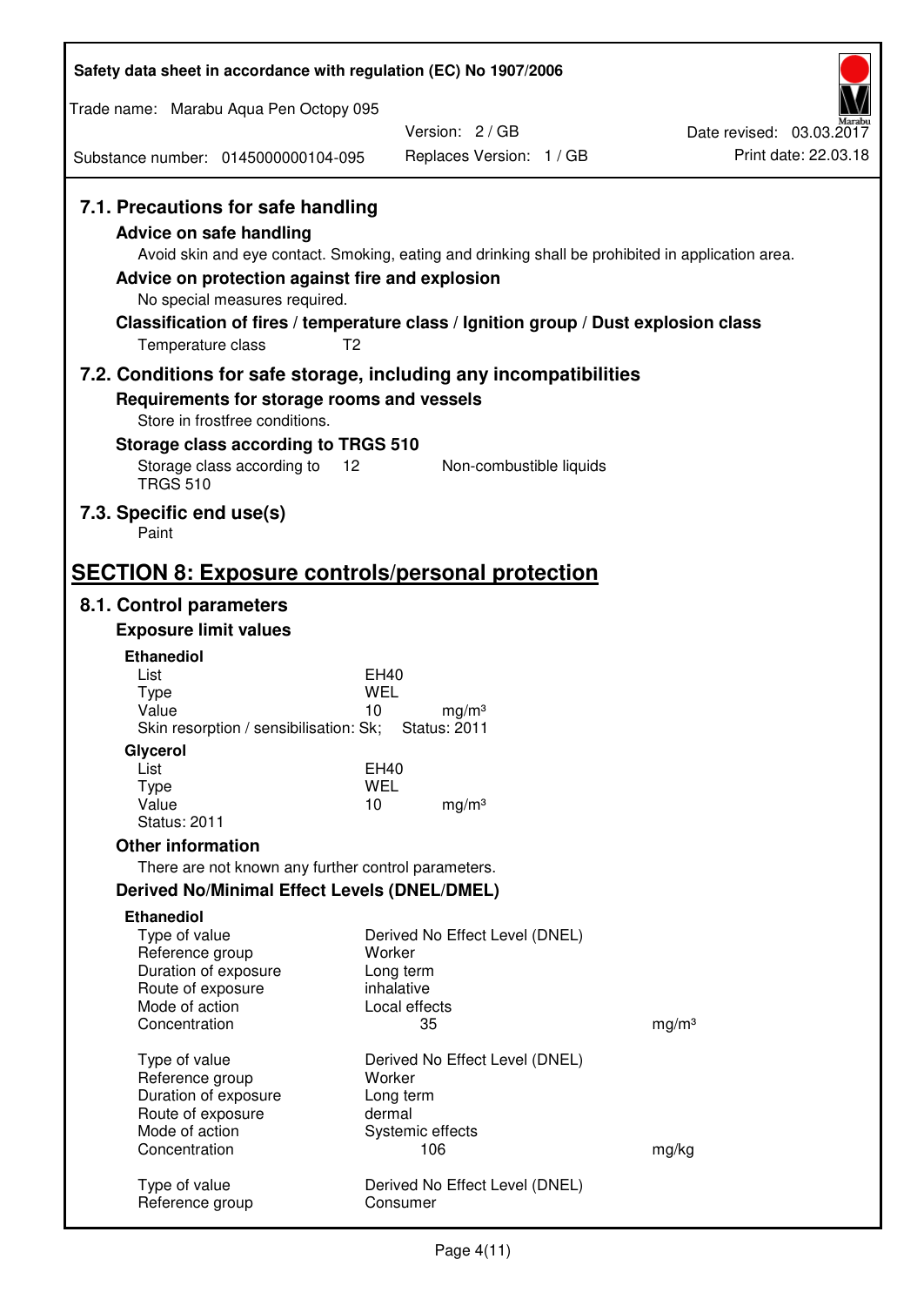### 7.1. Precautions for safe handling

**Advice on safe handling**

Avoid skin and eye contact. Smoking, eating and drinking shall be prohibited in application area.

**Advice on protection against fire and explosion**

No special measures required.

**Classification of fires / temperature class / Ignition group / Dust explosion class**

Temperature class T2

### 7.2. Conditions for safe storage, including any incompatibilities

**Requirements for storage rooms and vessels**

Store in frostfree conditions.

**Storage class according to TRGS 510**

| Storage class according to TRGS 510 | 12 | Non-combustible liquids |
|---|---|---|

### 7.3. Specific end use(s)

Paint

## SECTION 8: Exposure controls/personal protection

### 8.1. Control parameters

**Exposure limit values**

**Ethanediol**

| | | |
|---|---|---|
| List | EH40 | |
| Type | WEL | |
| Value | 10 | mg/m³ |
| Skin resorption / sensibilisation: Sk; | Status: 2011 | |

**Glycerol**

| | | |
|---|---|---|
| List | EH40 | |
| Type | WEL | |
| Value | 10 | mg/m³ |
| Status: 2011 | | |

**Other information**

There are not known any further control parameters.

**Derived No/Minimal Effect Levels (DNEL/DMEL)**

**Ethanediol**

| | | |
|---|---|---|
| Type of value | Derived No Effect Level (DNEL) | |
| Reference group | Worker | |
| Duration of exposure | Long term | |
| Route of exposure | inhalative | |
| Mode of action | Local effects | |
| Concentration | 35 | mg/m³ |

| | | |
|---|---|---|
| Type of value | Derived No Effect Level (DNEL) | |
| Reference group | Worker | |
| Duration of exposure | Long term | |
| Route of exposure | dermal | |
| Mode of action | Systemic effects | |
| Concentration | 106 | mg/kg |

| | |
|---|---|
| Type of value | Derived No Effect Level (DNEL) |
| Reference group | Consumer |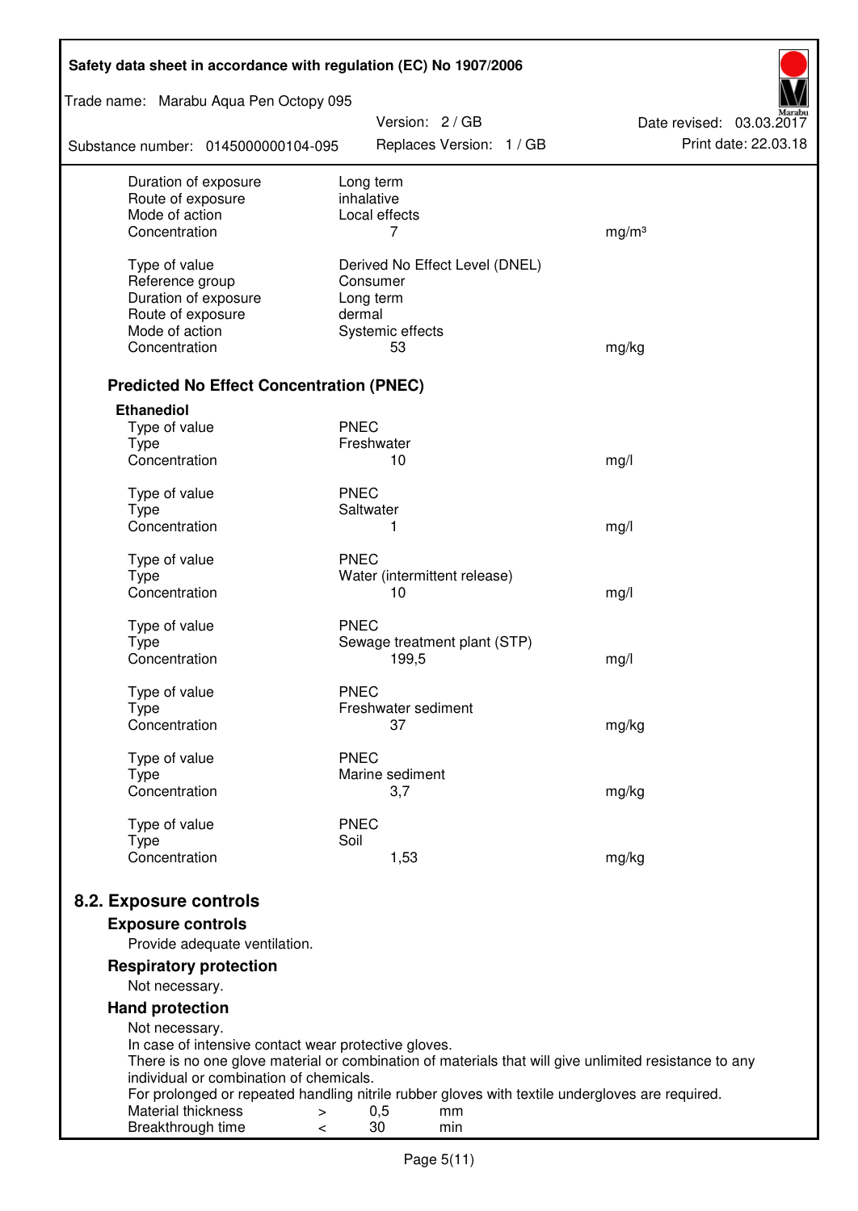| | | |
|---|---|---|
| Duration of exposure | Long term | |
| Route of exposure | inhalative | |
| Mode of action | Local effects | |
| Concentration | 7 | mg/m³ |
| | | |
| Type of value | Derived No Effect Level (DNEL) | |
| Reference group | Consumer | |
| Duration of exposure | Long term | |
| Route of exposure | dermal | |
| Mode of action | Systemic effects | |
| Concentration | 53 | mg/kg |

### Predicted No Effect Concentration (PNEC)

**Ethanediol**

| | | |
|---|---|---|
| Type of value | PNEC | |
| Type | Freshwater | |
| Concentration | 10 | mg/l |
| | | |
| Type of value | PNEC | |
| Type | Saltwater | |
| Concentration | 1 | mg/l |
| | | |
| Type of value | PNEC | |
| Type | Water (intermittent release) | |
| Concentration | 10 | mg/l |
| | | |
| Type of value | PNEC | |
| Type | Sewage treatment plant (STP) | |
| Concentration | 199,5 | mg/l |
| | | |
| Type of value | PNEC | |
| Type | Freshwater sediment | |
| Concentration | 37 | mg/kg |
| | | |
| Type of value | PNEC | |
| Type | Marine sediment | |
| Concentration | 3,7 | mg/kg |
| | | |
| Type of value | PNEC | |
| Type | Soil | |
| Concentration | 1,53 | mg/kg |

## 8.2. Exposure controls

### Exposure controls

Provide adequate ventilation.

### Respiratory protection

Not necessary.

### Hand protection

Not necessary.
In case of intensive contact wear protective gloves.
There is no one glove material or combination of materials that will give unlimited resistance to any individual or combination of chemicals.
For prolonged or repeated handling nitrile rubber gloves with textile undergloves are required.

| | | | |
|---|---|---|---|
| Material thickness | > | 0,5 | mm |
| Breakthrough time | < | 30 | min |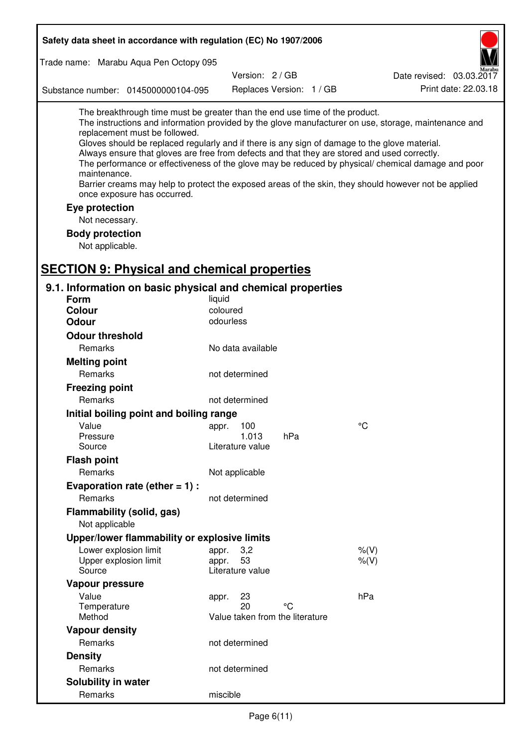The breakthrough time must be greater than the end use time of the product.
The instructions and information provided by the glove manufacturer on use, storage, maintenance and replacement must be followed.
Gloves should be replaced regularly and if there is any sign of damage to the glove material.
Always ensure that gloves are free from defects and that they are stored and used correctly.
The performance or effectiveness of the glove may be reduced by physical/ chemical damage and poor maintenance.
Barrier creams may help to protect the exposed areas of the skin, they should however not be applied once exposure has occurred.

**Eye protection**

Not necessary.

**Body protection**

Not applicable.

## SECTION 9: Physical and chemical properties

### 9.1. Information on basic physical and chemical properties

| | | | |
|---|---|---|---|
| **Form** | liquid | | |
| **Colour** | coloured | | |
| **Odour** | odourless | | |
| **Odour threshold** | | | |
| Remarks | No data available | | |
| **Melting point** | | | |
| Remarks | not determined | | |
| **Freezing point** | | | |
| Remarks | not determined | | |
| **Initial boiling point and boiling range** | | | |
| Value | appr. 100 | | °C |
| Pressure | 1.013 | hPa | |
| Source | Literature value | | |
| **Flash point** | | | |
| Remarks | Not applicable | | |
| **Evaporation rate (ether = 1) :** | | | |
| Remarks | not determined | | |
| **Flammability (solid, gas)** | | | |
| Not applicable | | | |
| **Upper/lower flammability or explosive limits** | | | |
| Lower explosion limit | appr. 3,2 | | %(V) |
| Upper explosion limit | appr. 53 | | %(V) |
| Source | Literature value | | |
| **Vapour pressure** | | | |
| Value | appr. 23 | | hPa |
| Temperature | 20 | °C | |
| Method | Value taken from the literature | | |
| **Vapour density** | | | |
| Remarks | not determined | | |
| **Density** | | | |
| Remarks | not determined | | |
| **Solubility in water** | | | |
| Remarks | miscible | | |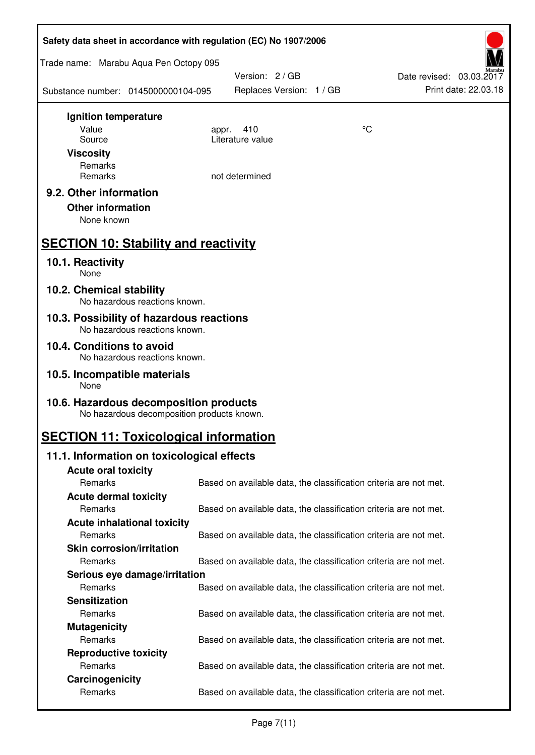**Ignition temperature**

| | | |
|---|---|---|
| Value | appr. 410 | °C |
| Source | Literature value | |

**Viscosity**

Remarks

Remarks: not determined

## 9.2. Other information

**Other information**

None known

# SECTION 10: Stability and reactivity

## 10.1. Reactivity

None

## 10.2. Chemical stability

No hazardous reactions known.

## 10.3. Possibility of hazardous reactions

No hazardous reactions known.

## 10.4. Conditions to avoid

No hazardous reactions known.

## 10.5. Incompatible materials

None

## 10.6. Hazardous decomposition products

No hazardous decomposition products known.

# SECTION 11: Toxicological information

## 11.1. Information on toxicological effects

**Acute oral toxicity**

Remarks: Based on available data, the classification criteria are not met.

**Acute dermal toxicity**

Remarks: Based on available data, the classification criteria are not met.

**Acute inhalational toxicity**

Remarks: Based on available data, the classification criteria are not met.

**Skin corrosion/irritation**

Remarks: Based on available data, the classification criteria are not met.

**Serious eye damage/irritation**

Remarks: Based on available data, the classification criteria are not met.

**Sensitization**

Remarks: Based on available data, the classification criteria are not met.

**Mutagenicity**

Remarks: Based on available data, the classification criteria are not met.

**Reproductive toxicity**

Remarks: Based on available data, the classification criteria are not met.

**Carcinogenicity**

Remarks: Based on available data, the classification criteria are not met.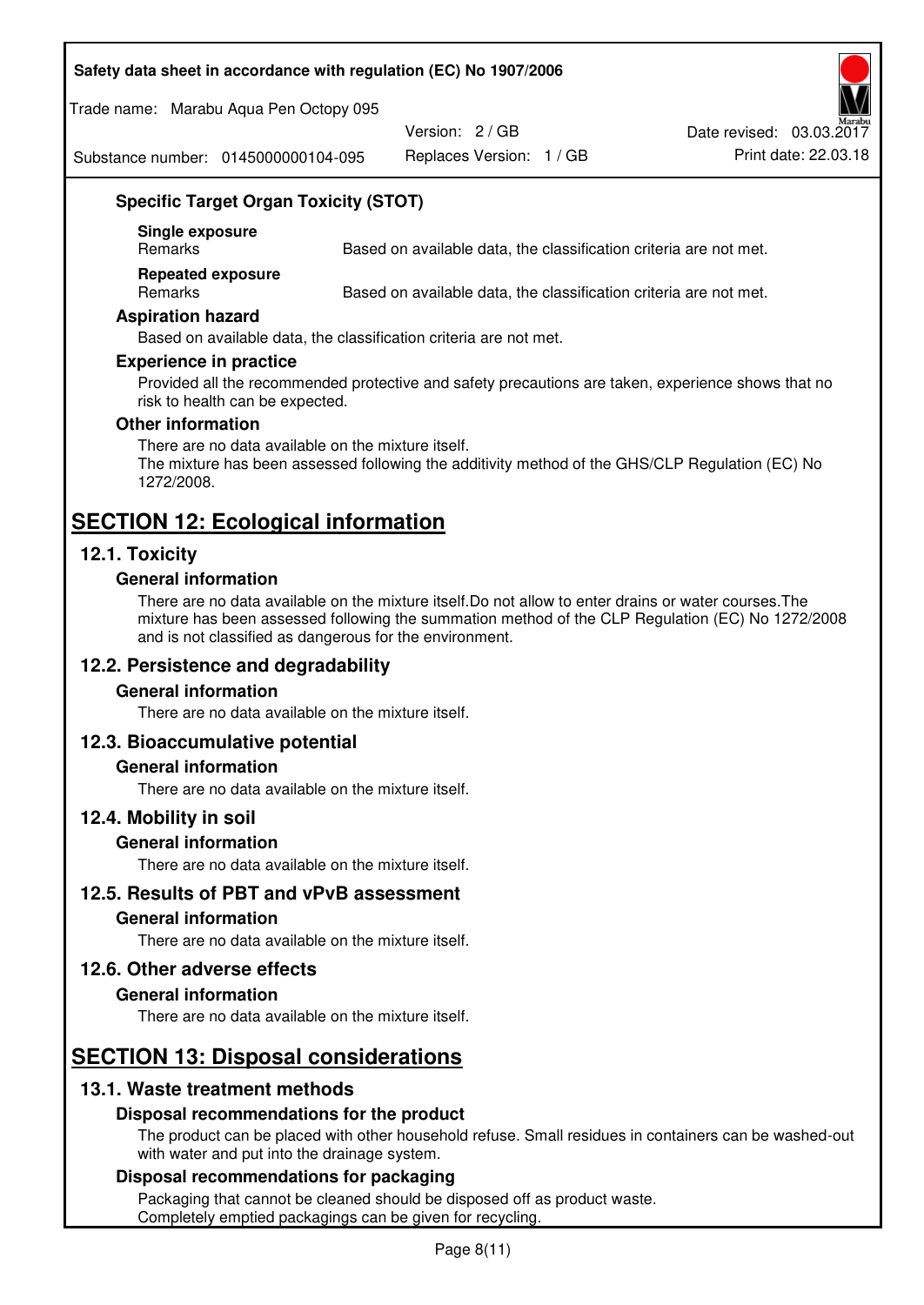### Specific Target Organ Toxicity (STOT)

**Single exposure**

| Remarks | Based on available data, the classification criteria are not met. |
|---|---|

**Repeated exposure**

| Remarks | Based on available data, the classification criteria are not met. |
|---|---|

### Aspiration hazard

Based on available data, the classification criteria are not met.

### Experience in practice

Provided all the recommended protective and safety precautions are taken, experience shows that no risk to health can be expected.

### Other information

There are no data available on the mixture itself.
The mixture has been assessed following the additivity method of the GHS/CLP Regulation (EC) No 1272/2008.

# SECTION 12: Ecological information

## 12.1. Toxicity

### General information

There are no data available on the mixture itself.Do not allow to enter drains or water courses.The mixture has been assessed following the summation method of the CLP Regulation (EC) No 1272/2008 and is not classified as dangerous for the environment.

## 12.2. Persistence and degradability

### General information

There are no data available on the mixture itself.

## 12.3. Bioaccumulative potential

### General information

There are no data available on the mixture itself.

## 12.4. Mobility in soil

### General information

There are no data available on the mixture itself.

## 12.5. Results of PBT and vPvB assessment

### General information

There are no data available on the mixture itself.

## 12.6. Other adverse effects

### General information

There are no data available on the mixture itself.

# SECTION 13: Disposal considerations

## 13.1. Waste treatment methods

### Disposal recommendations for the product

The product can be placed with other household refuse. Small residues in containers can be washed-out with water and put into the drainage system.

### Disposal recommendations for packaging

Packaging that cannot be cleaned should be disposed off as product waste.
Completely emptied packagings can be given for recycling.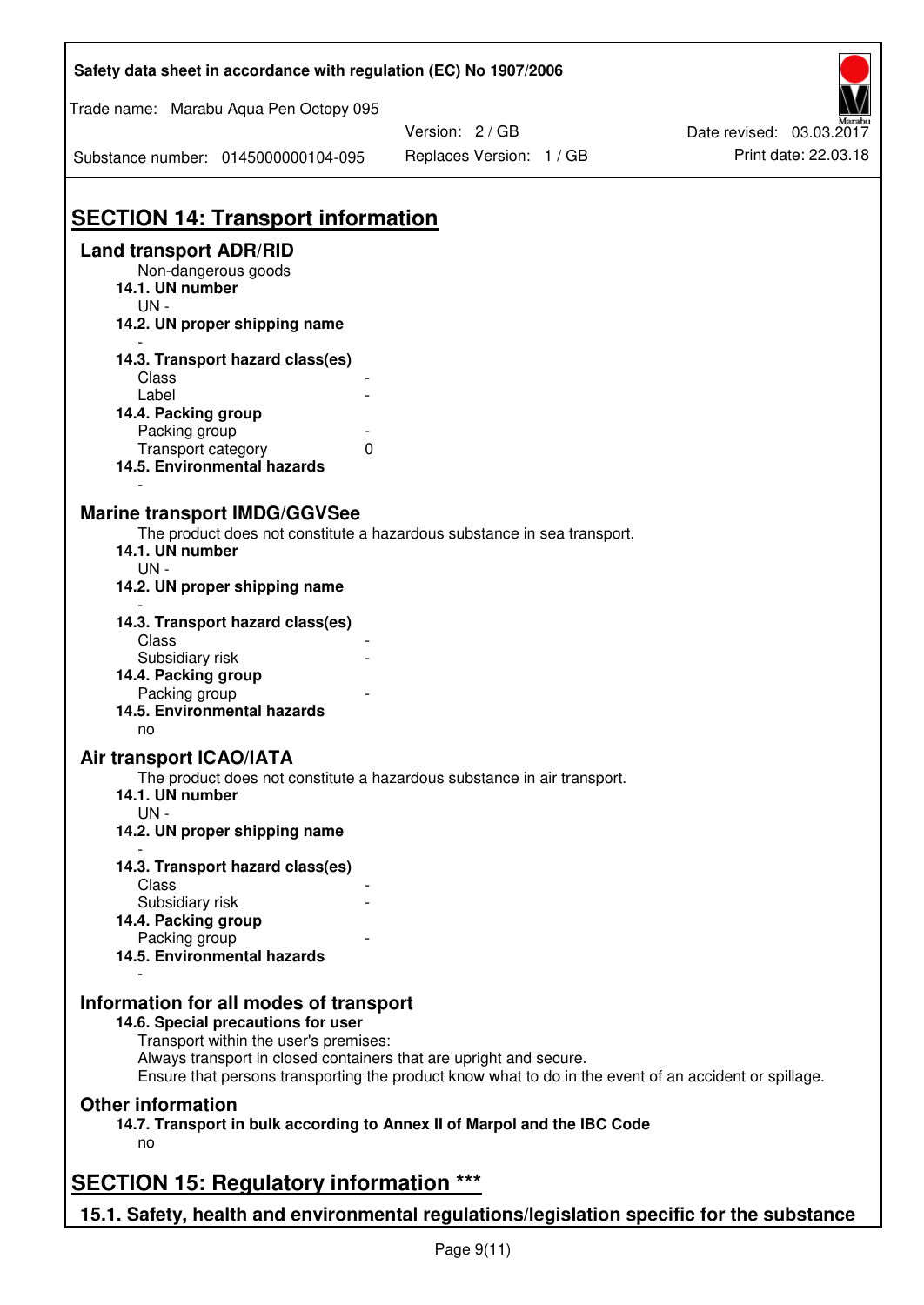## SECTION 14: Transport information

### Land transport ADR/RID

Non-dangerous goods

**14.1. UN number**

UN -

**14.2. UN proper shipping name**

-

**14.3. Transport hazard class(es)**

| | |
|---|---|
| Class | - |
| Label | - |

**14.4. Packing group**

| | |
|---|---|
| Packing group | - |
| Transport category | 0 |

**14.5. Environmental hazards**

-

### Marine transport IMDG/GGVSee

The product does not constitute a hazardous substance in sea transport.

**14.1. UN number**

UN -

**14.2. UN proper shipping name**

-

**14.3. Transport hazard class(es)**

| | |
|---|---|
| Class | - |
| Subsidiary risk | - |

**14.4. Packing group**

| | |
|---|---|
| Packing group | - |

**14.5. Environmental hazards**

no

### Air transport ICAO/IATA

The product does not constitute a hazardous substance in air transport.

**14.1. UN number**

UN -

**14.2. UN proper shipping name**

-

**14.3. Transport hazard class(es)**

| | |
|---|---|
| Class | - |
| Subsidiary risk | - |

**14.4. Packing group**

| | |
|---|---|
| Packing group | - |

**14.5. Environmental hazards**

-

### Information for all modes of transport

**14.6. Special precautions for user**

Transport within the user's premises:
Always transport in closed containers that are upright and secure.
Ensure that persons transporting the product know what to do in the event of an accident or spillage.

### Other information

**14.7. Transport in bulk according to Annex II of Marpol and the IBC Code**

no

## SECTION 15: Regulatory information ***

### 15.1. Safety, health and environmental regulations/legislation specific for the substance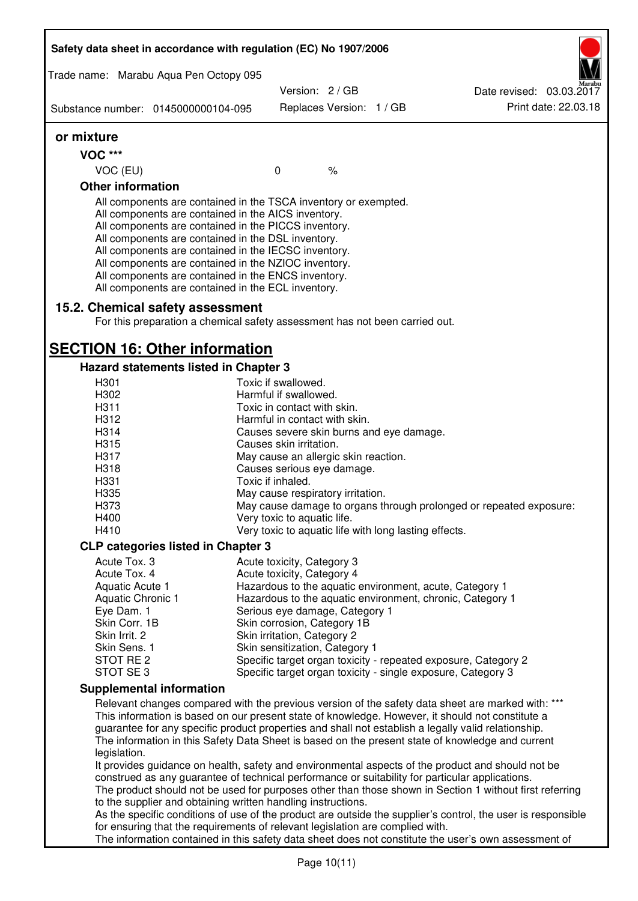**or mixture**

**VOC *****

| VOC (EU) | 0 | % |
|---|---|---|

**Other information**

All components are contained in the TSCA inventory or exempted.
All components are contained in the AICS inventory.
All components are contained in the PICCS inventory.
All components are contained in the DSL inventory.
All components are contained in the IECSC inventory.
All components are contained in the NZIOC inventory.
All components are contained in the ENCS inventory.
All components are contained in the ECL inventory.

## 15.2. Chemical safety assessment

For this preparation a chemical safety assessment has not been carried out.

# SECTION 16: Other information

### Hazard statements listed in Chapter 3

| | |
|---|---|
| H301 | Toxic if swallowed. |
| H302 | Harmful if swallowed. |
| H311 | Toxic in contact with skin. |
| H312 | Harmful in contact with skin. |
| H314 | Causes severe skin burns and eye damage. |
| H315 | Causes skin irritation. |
| H317 | May cause an allergic skin reaction. |
| H318 | Causes serious eye damage. |
| H331 | Toxic if inhaled. |
| H335 | May cause respiratory irritation. |
| H373 | May cause damage to organs through prolonged or repeated exposure: |
| H400 | Very toxic to aquatic life. |
| H410 | Very toxic to aquatic life with long lasting effects. |

### CLP categories listed in Chapter 3

| | |
|---|---|
| Acute Tox. 3 | Acute toxicity, Category 3 |
| Acute Tox. 4 | Acute toxicity, Category 4 |
| Aquatic Acute 1 | Hazardous to the aquatic environment, acute, Category 1 |
| Aquatic Chronic 1 | Hazardous to the aquatic environment, chronic, Category 1 |
| Eye Dam. 1 | Serious eye damage, Category 1 |
| Skin Corr. 1B | Skin corrosion, Category 1B |
| Skin Irrit. 2 | Skin irritation, Category 2 |
| Skin Sens. 1 | Skin sensitization, Category 1 |
| STOT RE 2 | Specific target organ toxicity - repeated exposure, Category 2 |
| STOT SE 3 | Specific target organ toxicity - single exposure, Category 3 |

### Supplemental information

Relevant changes compared with the previous version of the safety data sheet are marked with: ***
This information is based on our present state of knowledge. However, it should not constitute a guarantee for any specific product properties and shall not establish a legally valid relationship.
The information in this Safety Data Sheet is based on the present state of knowledge and current legislation.
It provides guidance on health, safety and environmental aspects of the product and should not be construed as any guarantee of technical performance or suitability for particular applications.
The product should not be used for purposes other than those shown in Section 1 without first referring to the supplier and obtaining written handling instructions.
As the specific conditions of use of the product are outside the supplier's control, the user is responsible for ensuring that the requirements of relevant legislation are complied with.
The information contained in this safety data sheet does not constitute the user's own assessment of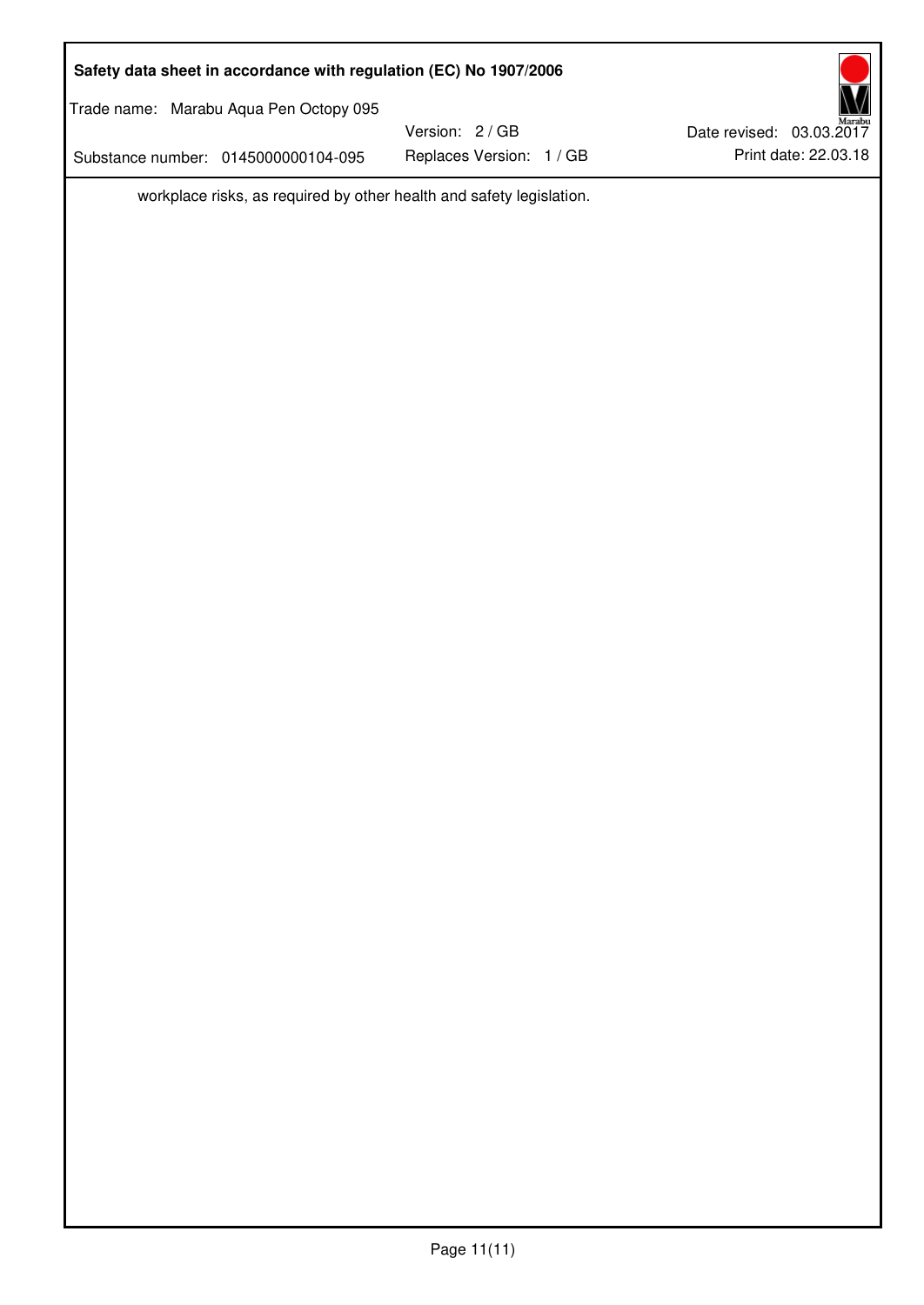workplace risks, as required by other health and safety legislation.